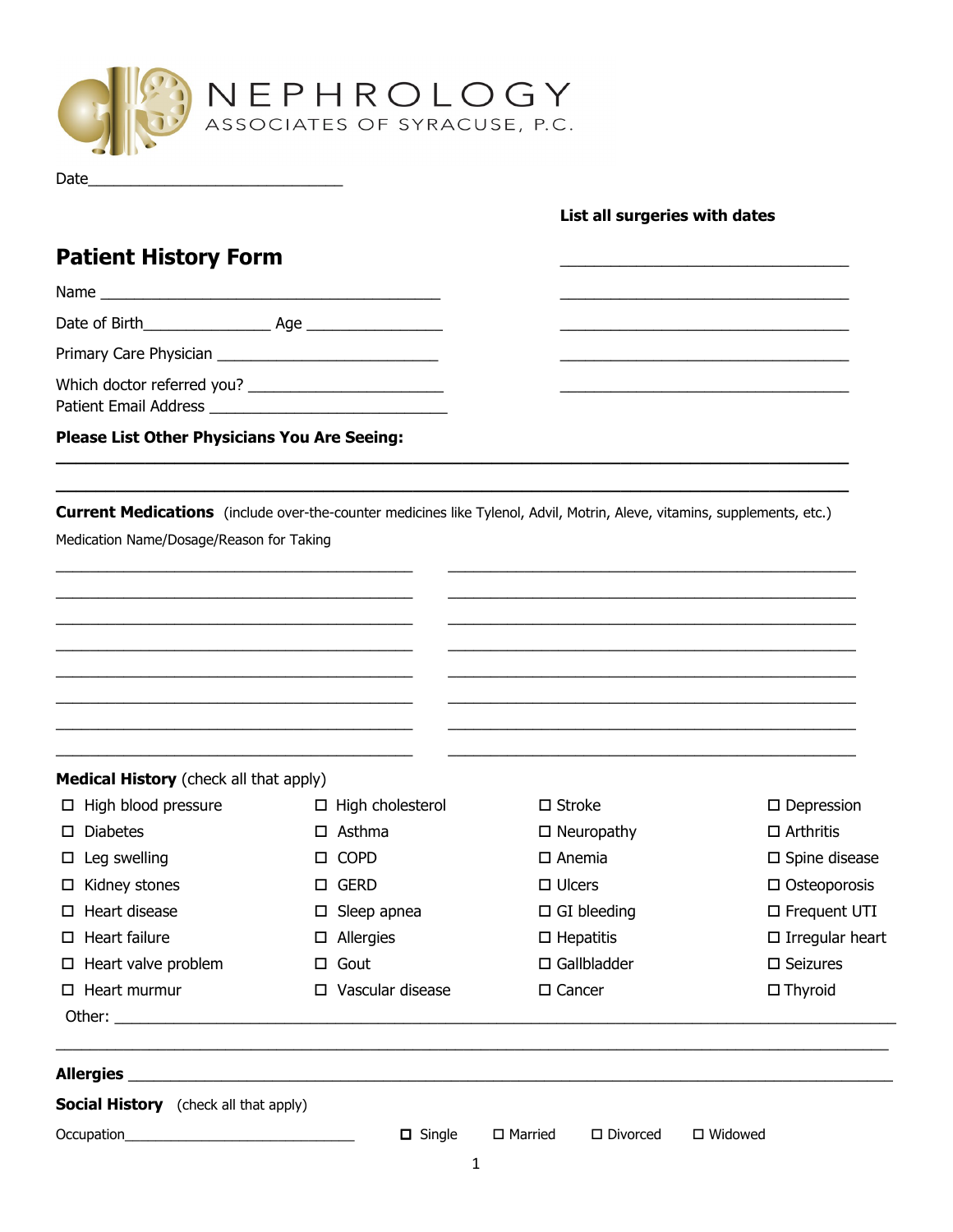# NEPHROLOGY
ASSOCIATES OF SYRACUSE, P.C.

Date______________________________

## Patient History Form

Name ________________________________________

Date of Birth_______________ Age ________________

Primary Care Physician __________________________

Which doctor referred you? ______________________

Patient Email Address ___________________________

**List all surgeries with dates**

__________________________________

__________________________________

__________________________________

__________________________________

__________________________________

**Please List Other Physicians You Are Seeing:**

______________________________________________________________________________

______________________________________________________________________________

**Current Medications** (include over-the-counter medicines like Tylenol, Advil, Motrin, Aleve, vitamins, supplements, etc.)

Medication Name/Dosage/Reason for Taking

__________________________________________ ________________________________________________

__________________________________________ ________________________________________________

__________________________________________ ________________________________________________

__________________________________________ ________________________________________________

__________________________________________ ________________________________________________

__________________________________________ ________________________________________________

__________________________________________ ________________________________________________

__________________________________________ ________________________________________________

**Medical History** (check all that apply)

| | | | |
|---|---|---|---|
| ☐ High blood pressure | ☐ High cholesterol | ☐ Stroke | ☐ Depression |
| ☐ Diabetes | ☐ Asthma | ☐ Neuropathy | ☐ Arthritis |
| ☐ Leg swelling | ☐ COPD | ☐ Anemia | ☐ Spine disease |
| ☐ Kidney stones | ☐ GERD | ☐ Ulcers | ☐ Osteoporosis |
| ☐ Heart disease | ☐ Sleep apnea | ☐ GI bleeding | ☐ Frequent UTI |
| ☐ Heart failure | ☐ Allergies | ☐ Hepatitis | ☐ Irregular heart |
| ☐ Heart valve problem | ☐ Gout | ☐ Gallbladder | ☐ Seizures |
| ☐ Heart murmur | ☐ Vascular disease | ☐ Cancer | ☐ Thyroid |

Other: ___________________________________________________________________________

______________________________________________________________________________

**Allergies** ______________________________________________________________________

**Social History** (check all that apply)

Occupation_____________________________ ☐ Single ☐ Married ☐ Divorced ☐ Widowed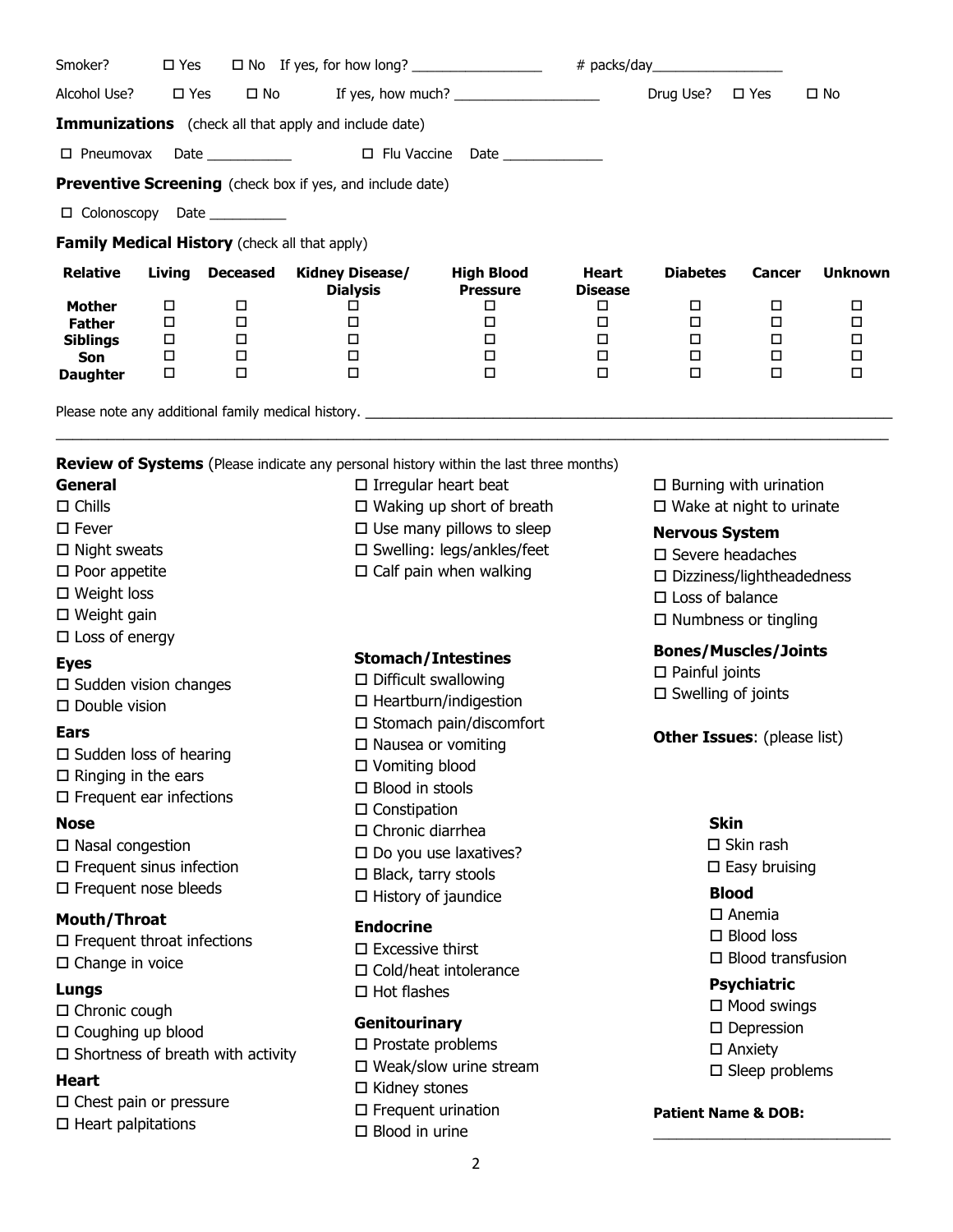Smoker? ☐ Yes ☐ No If yes, for how long? _________________ # packs/day_________________

Alcohol Use? ☐ Yes ☐ No If yes, how much? ___________________ Drug Use? ☐ Yes ☐ No

**Immunizations** (check all that apply and include date)

☐ Pneumovax Date ___________ ☐ Flu Vaccine Date _____________

**Preventive Screening** (check box if yes, and include date)

☐ Colonoscopy Date __________

**Family Medical History** (check all that apply)

| Relative | Living | Deceased | Kidney Disease/ Dialysis | High Blood Pressure | Heart Disease | Diabetes | Cancer | Unknown |
|---|---|---|---|---|---|---|---|---|
| Mother | ☐ | ☐ | ☐ | ☐ | ☐ | ☐ | ☐ | ☐ |
| Father | ☐ | ☐ | ☐ | ☐ | ☐ | ☐ | ☐ | ☐ |
| Siblings | ☐ | ☐ | ☐ | ☐ | ☐ | ☐ | ☐ | ☐ |
| Son | ☐ | ☐ | ☐ | ☐ | ☐ | ☐ | ☐ | ☐ |
| Daughter | ☐ | ☐ | ☐ | ☐ | ☐ | ☐ | ☐ | ☐ |

Please note any additional family medical history. ______________________________________________________________________

_____________________________________________________________________________________________

**Review of Systems** (Please indicate any personal history within the last three months)

**General**
- ☐ Chills
- ☐ Fever
- ☐ Night sweats
- ☐ Poor appetite
- ☐ Weight loss
- ☐ Weight gain
- ☐ Loss of energy

**Eyes**
- ☐ Sudden vision changes
- ☐ Double vision

**Ears**
- ☐ Sudden loss of hearing
- ☐ Ringing in the ears
- ☐ Frequent ear infections

**Nose**
- ☐ Nasal congestion
- ☐ Frequent sinus infection
- ☐ Frequent nose bleeds

**Mouth/Throat**
- ☐ Frequent throat infections
- ☐ Change in voice

**Lungs**
- ☐ Chronic cough
- ☐ Coughing up blood
- ☐ Shortness of breath with activity

**Heart**
- ☐ Chest pain or pressure
- ☐ Heart palpitations
- ☐ Irregular heart beat
- ☐ Waking up short of breath
- ☐ Use many pillows to sleep
- ☐ Swelling: legs/ankles/feet
- ☐ Calf pain when walking

**Stomach/Intestines**
- ☐ Difficult swallowing
- ☐ Heartburn/indigestion
- ☐ Stomach pain/discomfort
- ☐ Nausea or vomiting
- ☐ Vomiting blood
- ☐ Blood in stools
- ☐ Constipation
- ☐ Chronic diarrhea
- ☐ Do you use laxatives?
- ☐ Black, tarry stools
- ☐ History of jaundice

**Endocrine**
- ☐ Excessive thirst
- ☐ Cold/heat intolerance
- ☐ Hot flashes

**Genitourinary**
- ☐ Prostate problems
- ☐ Weak/slow urine stream
- ☐ Kidney stones
- ☐ Frequent urination
- ☐ Blood in urine
- ☐ Burning with urination
- ☐ Wake at night to urinate

**Nervous System**
- ☐ Severe headaches
- ☐ Dizziness/lightheadedness
- ☐ Loss of balance
- ☐ Numbness or tingling

**Bones/Muscles/Joints**
- ☐ Painful joints
- ☐ Swelling of joints

**Other Issues**: (please list)

**Skin**
- ☐ Skin rash
- ☐ Easy bruising

**Blood**
- ☐ Anemia
- ☐ Blood loss
- ☐ Blood transfusion

**Psychiatric**
- ☐ Mood swings
- ☐ Depression
- ☐ Anxiety
- ☐ Sleep problems

**Patient Name & DOB:** ______________________________